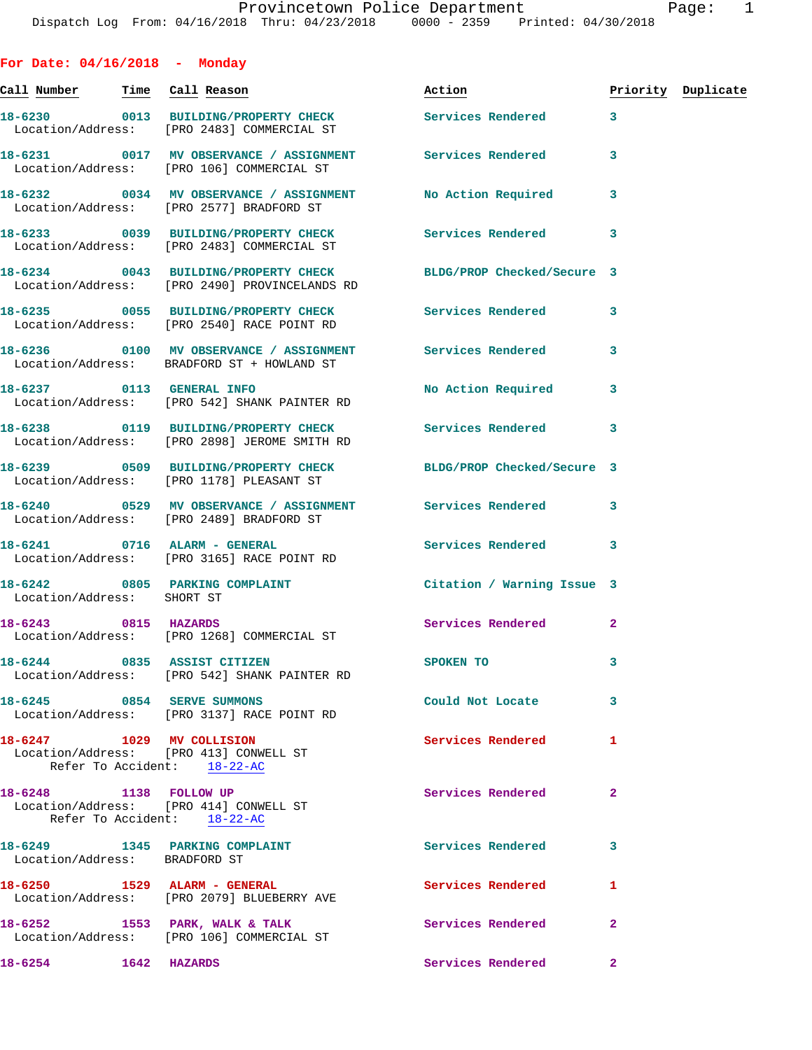Provincetown Police Department

Dispatch Log From: 04/16/2018 Thru: 04/23/2018 0000 - 2359 Printed: 04/30/2018

## For Date: 04/16/2018 - Monday

| Call Number | Time | Call Reason | Action | Priority | Duplicate |
|---|---|---|---|---|---|
| 18-6230 | 0013 | BUILDING/PROPERTY CHECK | Services Rendered | 3 | |
| Location/Address: | | [PRO 2483] COMMERCIAL ST | | | |
| 18-6231 | 0017 | MV OBSERVANCE / ASSIGNMENT | Services Rendered | 3 | |
| Location/Address: | | [PRO 106] COMMERCIAL ST | | | |
| 18-6232 | 0034 | MV OBSERVANCE / ASSIGNMENT | No Action Required | 3 | |
| Location/Address: | | [PRO 2577] BRADFORD ST | | | |
| 18-6233 | 0039 | BUILDING/PROPERTY CHECK | Services Rendered | 3 | |
| Location/Address: | | [PRO 2483] COMMERCIAL ST | | | |
| 18-6234 | 0043 | BUILDING/PROPERTY CHECK | BLDG/PROP Checked/Secure | 3 | |
| Location/Address: | | [PRO 2490] PROVINCELANDS RD | | | |
| 18-6235 | 0055 | BUILDING/PROPERTY CHECK | Services Rendered | 3 | |
| Location/Address: | | [PRO 2540] RACE POINT RD | | | |
| 18-6236 | 0100 | MV OBSERVANCE / ASSIGNMENT | Services Rendered | 3 | |
| Location/Address: | | BRADFORD ST + HOWLAND ST | | | |
| 18-6237 | 0113 | GENERAL INFO | No Action Required | 3 | |
| Location/Address: | | [PRO 542] SHANK PAINTER RD | | | |
| 18-6238 | 0119 | BUILDING/PROPERTY CHECK | Services Rendered | 3 | |
| Location/Address: | | [PRO 2898] JEROME SMITH RD | | | |
| 18-6239 | 0509 | BUILDING/PROPERTY CHECK | BLDG/PROP Checked/Secure | 3 | |
| Location/Address: | | [PRO 1178] PLEASANT ST | | | |
| 18-6240 | 0529 | MV OBSERVANCE / ASSIGNMENT | Services Rendered | 3 | |
| Location/Address: | | [PRO 2489] BRADFORD ST | | | |
| 18-6241 | 0716 | ALARM - GENERAL | Services Rendered | 3 | |
| Location/Address: | | [PRO 3165] RACE POINT RD | | | |
| 18-6242 | 0805 | PARKING COMPLAINT | Citation / Warning Issue | 3 | |
| Location/Address: | | SHORT ST | | | |
| 18-6243 | 0815 | HAZARDS | Services Rendered | 2 | |
| Location/Address: | | [PRO 1268] COMMERCIAL ST | | | |
| 18-6244 | 0835 | ASSIST CITIZEN | SPOKEN TO | 3 | |
| Location/Address: | | [PRO 542] SHANK PAINTER RD | | | |
| 18-6245 | 0854 | SERVE SUMMONS | Could Not Locate | 3 | |
| Location/Address: | | [PRO 3137] RACE POINT RD | | | |
| 18-6247 | 1029 | MV COLLISION | Services Rendered | 1 | |
| Location/Address: | | [PRO 413] CONWELL ST | | | |
| Refer To Accident: | | 18-22-AC | | | |
| 18-6248 | 1138 | FOLLOW UP | Services Rendered | 2 | |
| Location/Address: | | [PRO 414] CONWELL ST | | | |
| Refer To Accident: | | 18-22-AC | | | |
| 18-6249 | 1345 | PARKING COMPLAINT | Services Rendered | 3 | |
| Location/Address: | | BRADFORD ST | | | |
| 18-6250 | 1529 | ALARM - GENERAL | Services Rendered | 1 | |
| Location/Address: | | [PRO 2079] BLUEBERRY AVE | | | |
| 18-6252 | 1553 | PARK, WALK & TALK | Services Rendered | 2 | |
| Location/Address: | | [PRO 106] COMMERCIAL ST | | | |
| 18-6254 | 1642 | HAZARDS | Services Rendered | 2 | |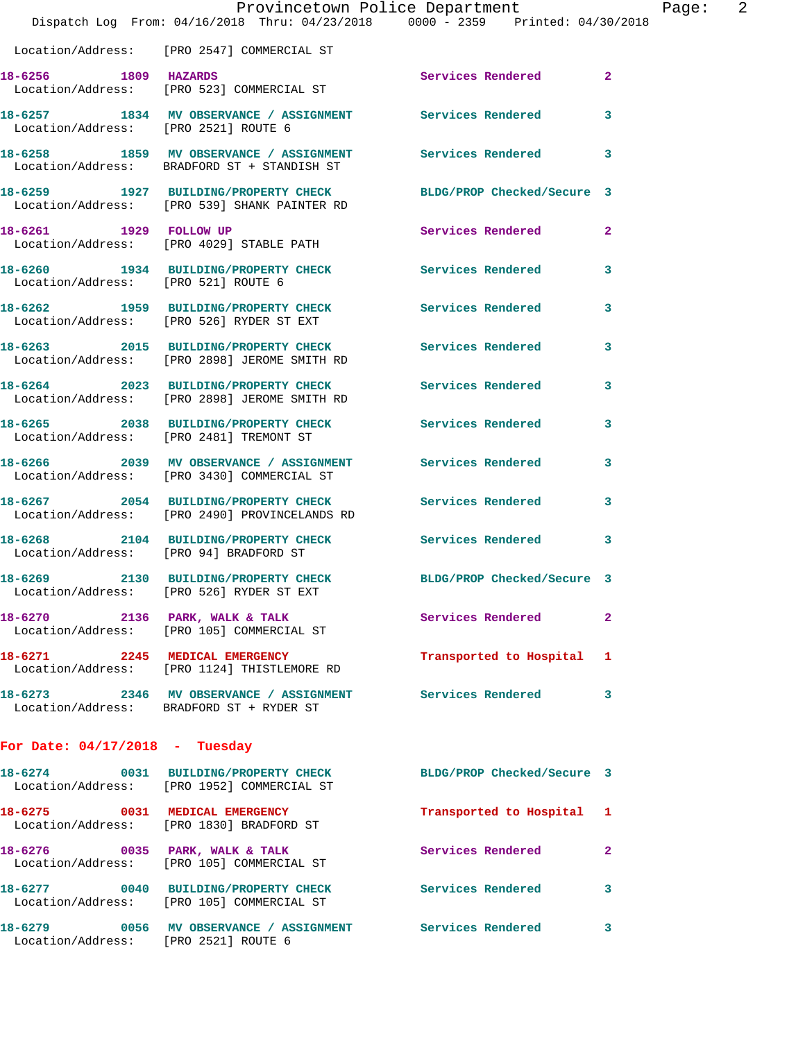Location/Address: [PRO 2547] COMMERCIAL ST

| Call # | Time | Call Reason | Action | Priority |
|---|---|---|---|---|
| 18-6256 | 1809 | HAZARDS | Services Rendered | 2 |
| | | Location/Address: [PRO 523] COMMERCIAL ST | | |
| 18-6257 | 1834 | MV OBSERVANCE / ASSIGNMENT | Services Rendered | 3 |
| | | Location/Address: [PRO 2521] ROUTE 6 | | |
| 18-6258 | 1859 | MV OBSERVANCE / ASSIGNMENT | Services Rendered | 3 |
| | | Location/Address: BRADFORD ST + STANDISH ST | | |
| 18-6259 | 1927 | BUILDING/PROPERTY CHECK | BLDG/PROP Checked/Secure | 3 |
| | | Location/Address: [PRO 539] SHANK PAINTER RD | | |
| 18-6261 | 1929 | FOLLOW UP | Services Rendered | 2 |
| | | Location/Address: [PRO 4029] STABLE PATH | | |
| 18-6260 | 1934 | BUILDING/PROPERTY CHECK | Services Rendered | 3 |
| | | Location/Address: [PRO 521] ROUTE 6 | | |
| 18-6262 | 1959 | BUILDING/PROPERTY CHECK | Services Rendered | 3 |
| | | Location/Address: [PRO 526] RYDER ST EXT | | |
| 18-6263 | 2015 | BUILDING/PROPERTY CHECK | Services Rendered | 3 |
| | | Location/Address: [PRO 2898] JEROME SMITH RD | | |
| 18-6264 | 2023 | BUILDING/PROPERTY CHECK | Services Rendered | 3 |
| | | Location/Address: [PRO 2898] JEROME SMITH RD | | |
| 18-6265 | 2038 | BUILDING/PROPERTY CHECK | Services Rendered | 3 |
| | | Location/Address: [PRO 2481] TREMONT ST | | |
| 18-6266 | 2039 | MV OBSERVANCE / ASSIGNMENT | Services Rendered | 3 |
| | | Location/Address: [PRO 3430] COMMERCIAL ST | | |
| 18-6267 | 2054 | BUILDING/PROPERTY CHECK | Services Rendered | 3 |
| | | Location/Address: [PRO 2490] PROVINCELANDS RD | | |
| 18-6268 | 2104 | BUILDING/PROPERTY CHECK | Services Rendered | 3 |
| | | Location/Address: [PRO 94] BRADFORD ST | | |
| 18-6269 | 2130 | BUILDING/PROPERTY CHECK | BLDG/PROP Checked/Secure | 3 |
| | | Location/Address: [PRO 526] RYDER ST EXT | | |
| 18-6270 | 2136 | PARK, WALK & TALK | Services Rendered | 2 |
| | | Location/Address: [PRO 105] COMMERCIAL ST | | |
| 18-6271 | 2245 | MEDICAL EMERGENCY | Transported to Hospital | 1 |
| | | Location/Address: [PRO 1124] THISTLEMORE RD | | |
| 18-6273 | 2346 | MV OBSERVANCE / ASSIGNMENT | Services Rendered | 3 |
| | | Location/Address: BRADFORD ST + RYDER ST | | |

## For Date: 04/17/2018 - Tuesday

| Call # | Time | Call Reason | Action | Priority |
|---|---|---|---|---|
| 18-6274 | 0031 | BUILDING/PROPERTY CHECK | BLDG/PROP Checked/Secure | 3 |
| | | Location/Address: [PRO 1952] COMMERCIAL ST | | |
| 18-6275 | 0031 | MEDICAL EMERGENCY | Transported to Hospital | 1 |
| | | Location/Address: [PRO 1830] BRADFORD ST | | |
| 18-6276 | 0035 | PARK, WALK & TALK | Services Rendered | 2 |
| | | Location/Address: [PRO 105] COMMERCIAL ST | | |
| 18-6277 | 0040 | BUILDING/PROPERTY CHECK | Services Rendered | 3 |
| | | Location/Address: [PRO 105] COMMERCIAL ST | | |
| 18-6279 | 0056 | MV OBSERVANCE / ASSIGNMENT | Services Rendered | 3 |
| | | Location/Address: [PRO 2521] ROUTE 6 | | |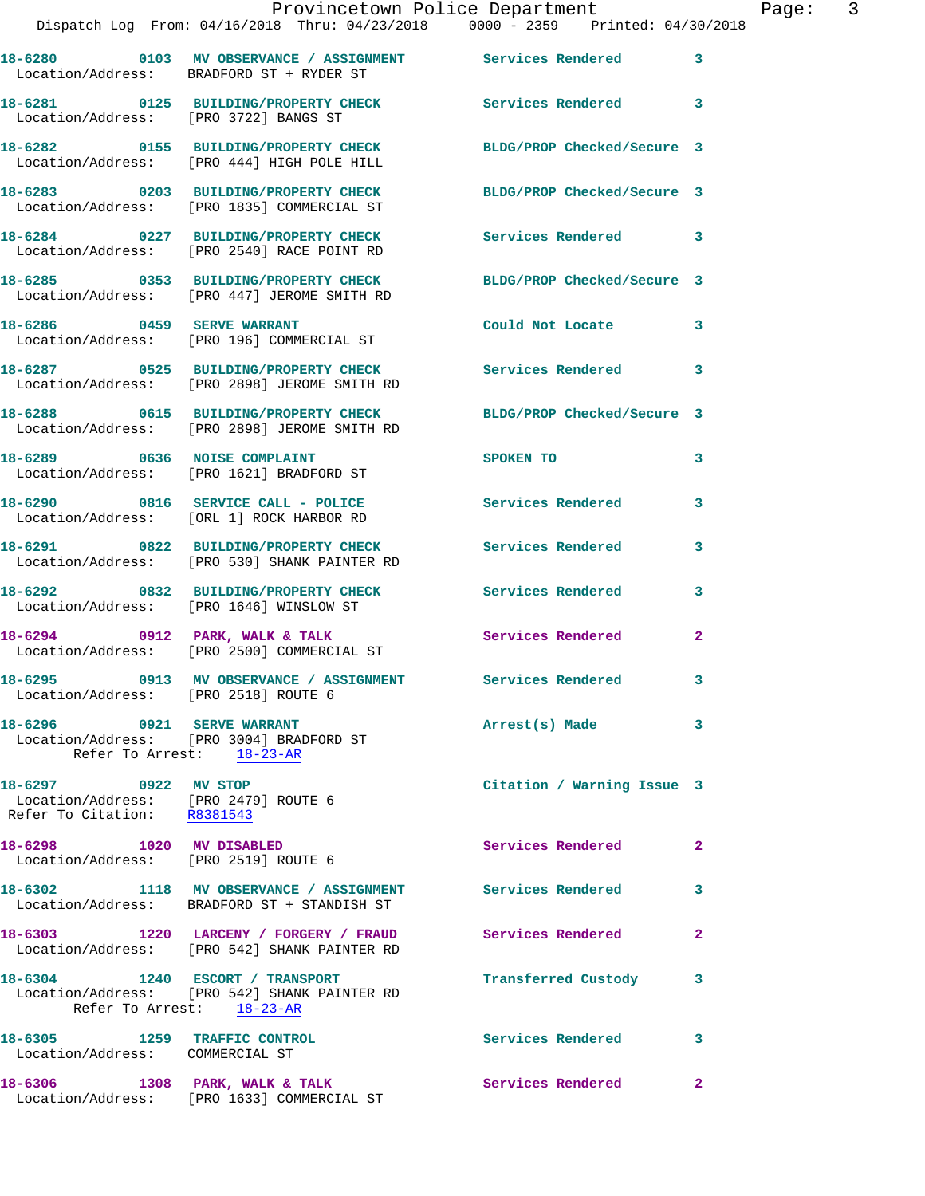**18-6280** 0103 **MV OBSERVANCE / ASSIGNMENT** Services Rendered 3
Location/Address: BRADFORD ST + RYDER ST

**18-6281** 0125 **BUILDING/PROPERTY CHECK** Services Rendered 3
Location/Address: [PRO 3722] BANGS ST

**18-6282** 0155 **BUILDING/PROPERTY CHECK** BLDG/PROP Checked/Secure 3
Location/Address: [PRO 444] HIGH POLE HILL

**18-6283** 0203 **BUILDING/PROPERTY CHECK** BLDG/PROP Checked/Secure 3
Location/Address: [PRO 1835] COMMERCIAL ST

**18-6284** 0227 **BUILDING/PROPERTY CHECK** Services Rendered 3
Location/Address: [PRO 2540] RACE POINT RD

**18-6285** 0353 **BUILDING/PROPERTY CHECK** BLDG/PROP Checked/Secure 3
Location/Address: [PRO 447] JEROME SMITH RD

**18-6286** 0459 **SERVE WARRANT** Could Not Locate 3
Location/Address: [PRO 196] COMMERCIAL ST

**18-6287** 0525 **BUILDING/PROPERTY CHECK** Services Rendered 3
Location/Address: [PRO 2898] JEROME SMITH RD

**18-6288** 0615 **BUILDING/PROPERTY CHECK** BLDG/PROP Checked/Secure 3
Location/Address: [PRO 2898] JEROME SMITH RD

**18-6289** 0636 **NOISE COMPLAINT** SPOKEN TO 3
Location/Address: [PRO 1621] BRADFORD ST

**18-6290** 0816 **SERVICE CALL - POLICE** Services Rendered 3
Location/Address: [ORL 1] ROCK HARBOR RD

**18-6291** 0822 **BUILDING/PROPERTY CHECK** Services Rendered 3
Location/Address: [PRO 530] SHANK PAINTER RD

**18-6292** 0832 **BUILDING/PROPERTY CHECK** Services Rendered 3
Location/Address: [PRO 1646] WINSLOW ST

**18-6294** 0912 **PARK, WALK & TALK** Services Rendered 2
Location/Address: [PRO 2500] COMMERCIAL ST

**18-6295** 0913 **MV OBSERVANCE / ASSIGNMENT** Services Rendered 3
Location/Address: [PRO 2518] ROUTE 6

**18-6296** 0921 **SERVE WARRANT** Arrest(s) Made 3
Location/Address: [PRO 3004] BRADFORD ST
Refer To Arrest: 18-23-AR

**18-6297** 0922 **MV STOP** Citation / Warning Issue 3
Location/Address: [PRO 2479] ROUTE 6
Refer To Citation: R8381543

**18-6298** 1020 **MV DISABLED** Services Rendered 2
Location/Address: [PRO 2519] ROUTE 6

**18-6302** 1118 **MV OBSERVANCE / ASSIGNMENT** Services Rendered 3
Location/Address: BRADFORD ST + STANDISH ST

**18-6303** 1220 **LARCENY / FORGERY / FRAUD** Services Rendered 2
Location/Address: [PRO 542] SHANK PAINTER RD

**18-6304** 1240 **ESCORT / TRANSPORT** Transferred Custody 3
Location/Address: [PRO 542] SHANK PAINTER RD
Refer To Arrest: 18-23-AR

**18-6305** 1259 **TRAFFIC CONTROL** Services Rendered 3
Location/Address: COMMERCIAL ST

**18-6306** 1308 **PARK, WALK & TALK** Services Rendered 2
Location/Address: [PRO 1633] COMMERCIAL ST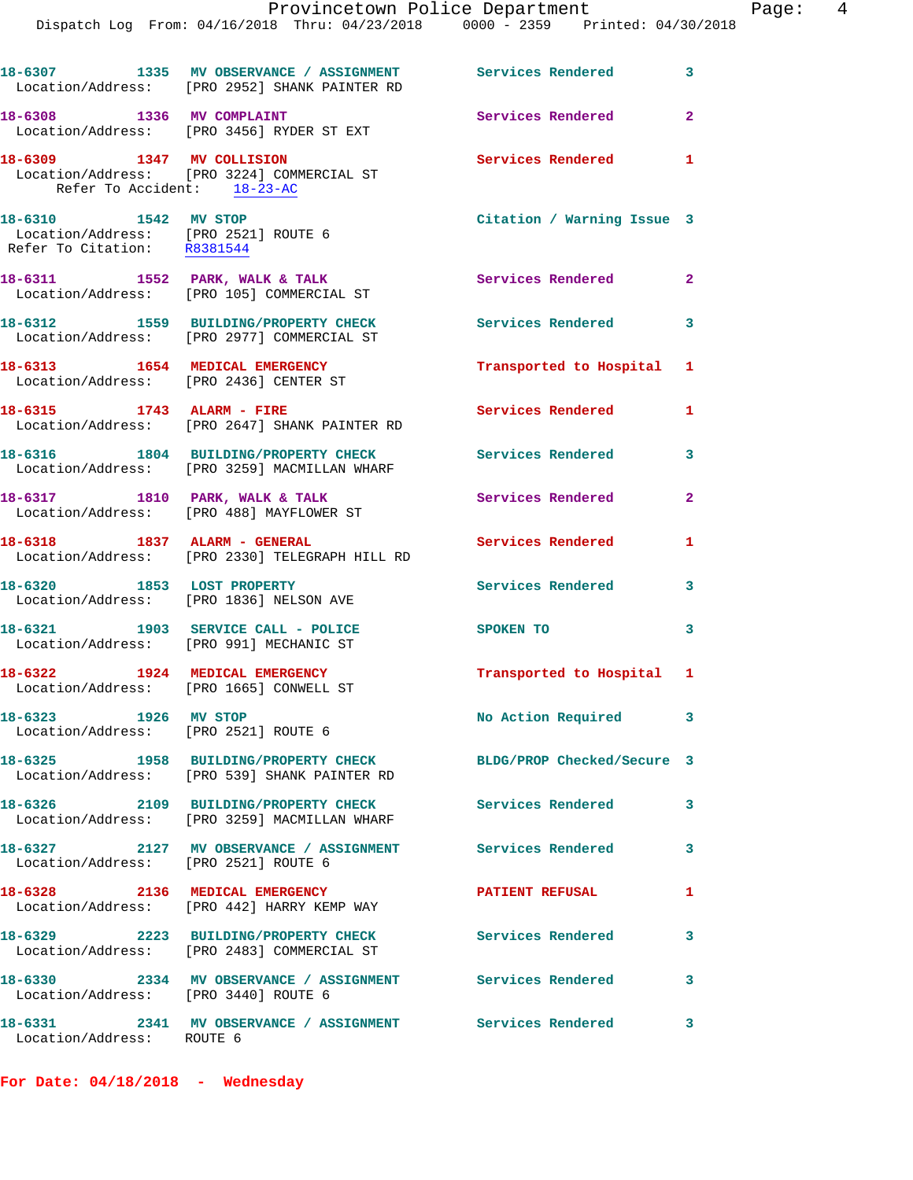18-6307 1335 MV OBSERVANCE / ASSIGNMENT Services Rendered 3
Location/Address: [PRO 2952] SHANK PAINTER RD

18-6308 1336 MV COMPLAINT Services Rendered 2
Location/Address: [PRO 3456] RYDER ST EXT

18-6309 1347 MV COLLISION Services Rendered 1
Location/Address: [PRO 3224] COMMERCIAL ST
Refer To Accident: 18-23-AC

18-6310 1542 MV STOP Citation / Warning Issue 3
Location/Address: [PRO 2521] ROUTE 6
Refer To Citation: R8381544

18-6311 1552 PARK, WALK & TALK Services Rendered 2
Location/Address: [PRO 105] COMMERCIAL ST

18-6312 1559 BUILDING/PROPERTY CHECK Services Rendered 3
Location/Address: [PRO 2977] COMMERCIAL ST

18-6313 1654 MEDICAL EMERGENCY Transported to Hospital 1
Location/Address: [PRO 2436] CENTER ST

18-6315 1743 ALARM - FIRE Services Rendered 1
Location/Address: [PRO 2647] SHANK PAINTER RD

18-6316 1804 BUILDING/PROPERTY CHECK Services Rendered 3
Location/Address: [PRO 3259] MACMILLAN WHARF

18-6317 1810 PARK, WALK & TALK Services Rendered 2
Location/Address: [PRO 488] MAYFLOWER ST

18-6318 1837 ALARM - GENERAL Services Rendered 1
Location/Address: [PRO 2330] TELEGRAPH HILL RD

18-6320 1853 LOST PROPERTY Services Rendered 3
Location/Address: [PRO 1836] NELSON AVE

18-6321 1903 SERVICE CALL - POLICE SPOKEN TO 3
Location/Address: [PRO 991] MECHANIC ST

18-6322 1924 MEDICAL EMERGENCY Transported to Hospital 1
Location/Address: [PRO 1665] CONWELL ST

18-6323 1926 MV STOP No Action Required 3
Location/Address: [PRO 2521] ROUTE 6

18-6325 1958 BUILDING/PROPERTY CHECK BLDG/PROP Checked/Secure 3
Location/Address: [PRO 539] SHANK PAINTER RD

18-6326 2109 BUILDING/PROPERTY CHECK Services Rendered 3
Location/Address: [PRO 3259] MACMILLAN WHARF

18-6327 2127 MV OBSERVANCE / ASSIGNMENT Services Rendered 3
Location/Address: [PRO 2521] ROUTE 6

18-6328 2136 MEDICAL EMERGENCY PATIENT REFUSAL 1
Location/Address: [PRO 442] HARRY KEMP WAY

18-6329 2223 BUILDING/PROPERTY CHECK Services Rendered 3
Location/Address: [PRO 2483] COMMERCIAL ST

18-6330 2334 MV OBSERVANCE / ASSIGNMENT Services Rendered 3
Location/Address: [PRO 3440] ROUTE 6

18-6331 2341 MV OBSERVANCE / ASSIGNMENT Services Rendered 3
Location/Address: ROUTE 6

**For Date: 04/18/2018 - Wednesday**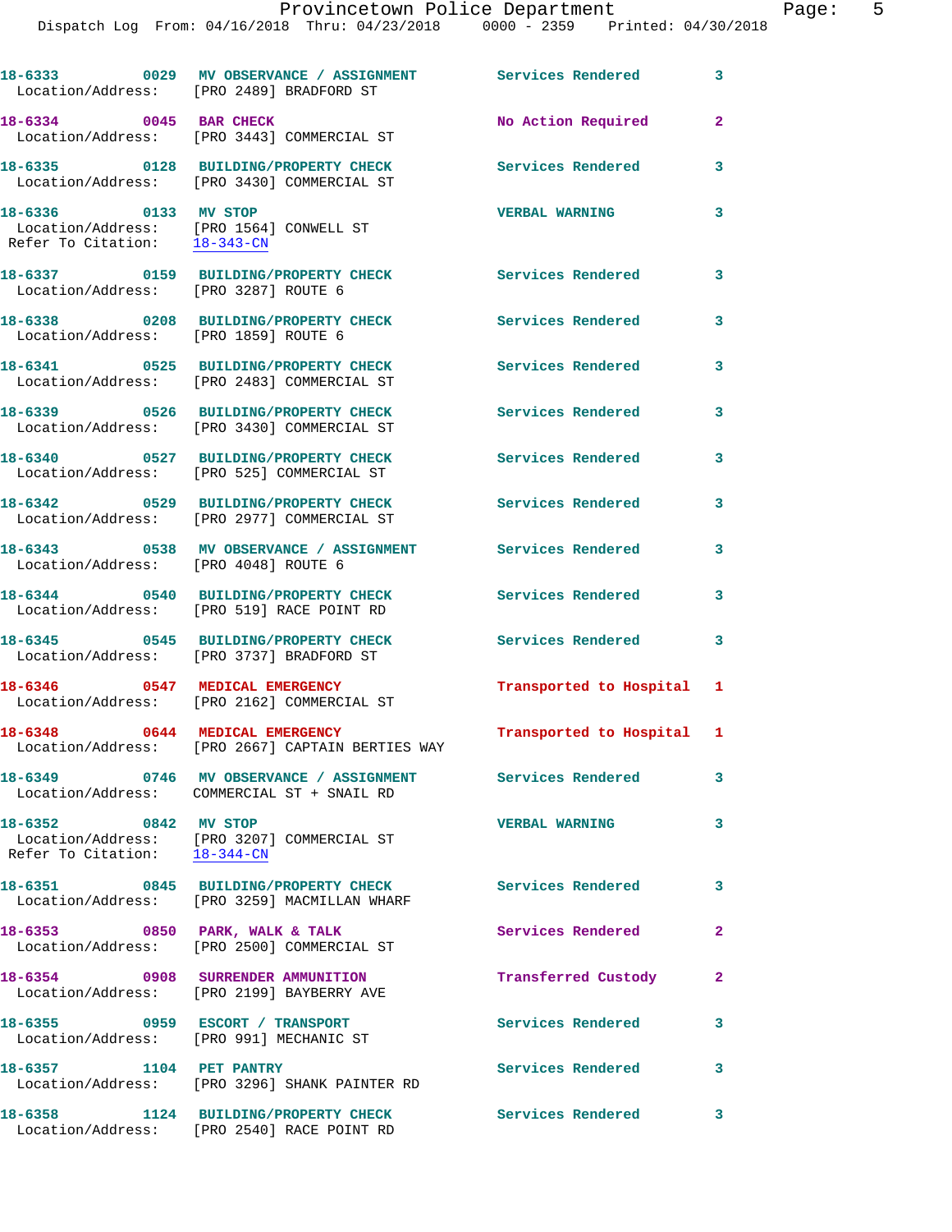18-6333 0029 MV OBSERVANCE / ASSIGNMENT Services Rendered 3
Location/Address: [PRO 2489] BRADFORD ST

18-6334 0045 BAR CHECK No Action Required 2
Location/Address: [PRO 3443] COMMERCIAL ST

18-6335 0128 BUILDING/PROPERTY CHECK Services Rendered 3
Location/Address: [PRO 3430] COMMERCIAL ST

18-6336 0133 MV STOP VERBAL WARNING 3
Location/Address: [PRO 1564] CONWELL ST
Refer To Citation: 18-343-CN

18-6337 0159 BUILDING/PROPERTY CHECK Services Rendered 3
Location/Address: [PRO 3287] ROUTE 6

18-6338 0208 BUILDING/PROPERTY CHECK Services Rendered 3
Location/Address: [PRO 1859] ROUTE 6

18-6341 0525 BUILDING/PROPERTY CHECK Services Rendered 3
Location/Address: [PRO 2483] COMMERCIAL ST

18-6339 0526 BUILDING/PROPERTY CHECK Services Rendered 3
Location/Address: [PRO 3430] COMMERCIAL ST

18-6340 0527 BUILDING/PROPERTY CHECK Services Rendered 3
Location/Address: [PRO 525] COMMERCIAL ST

18-6342 0529 BUILDING/PROPERTY CHECK Services Rendered 3
Location/Address: [PRO 2977] COMMERCIAL ST

18-6343 0538 MV OBSERVANCE / ASSIGNMENT Services Rendered 3
Location/Address: [PRO 4048] ROUTE 6

18-6344 0540 BUILDING/PROPERTY CHECK Services Rendered 3
Location/Address: [PRO 519] RACE POINT RD

18-6345 0545 BUILDING/PROPERTY CHECK Services Rendered 3
Location/Address: [PRO 3737] BRADFORD ST

18-6346 0547 MEDICAL EMERGENCY Transported to Hospital 1
Location/Address: [PRO 2162] COMMERCIAL ST

18-6348 0644 MEDICAL EMERGENCY Transported to Hospital 1
Location/Address: [PRO 2667] CAPTAIN BERTIES WAY

18-6349 0746 MV OBSERVANCE / ASSIGNMENT Services Rendered 3
Location/Address: COMMERCIAL ST + SNAIL RD

18-6352 0842 MV STOP VERBAL WARNING 3
Location/Address: [PRO 3207] COMMERCIAL ST
Refer To Citation: 18-344-CN

18-6351 0845 BUILDING/PROPERTY CHECK Services Rendered 3
Location/Address: [PRO 3259] MACMILLAN WHARF

18-6353 0850 PARK, WALK & TALK Services Rendered 2
Location/Address: [PRO 2500] COMMERCIAL ST

18-6354 0908 SURRENDER AMMUNITION Transferred Custody 2
Location/Address: [PRO 2199] BAYBERRY AVE

18-6355 0959 ESCORT / TRANSPORT Services Rendered 3
Location/Address: [PRO 991] MECHANIC ST

18-6357 1104 PET PANTRY Services Rendered 3
Location/Address: [PRO 3296] SHANK PAINTER RD

18-6358 1124 BUILDING/PROPERTY CHECK Services Rendered 3
Location/Address: [PRO 2540] RACE POINT RD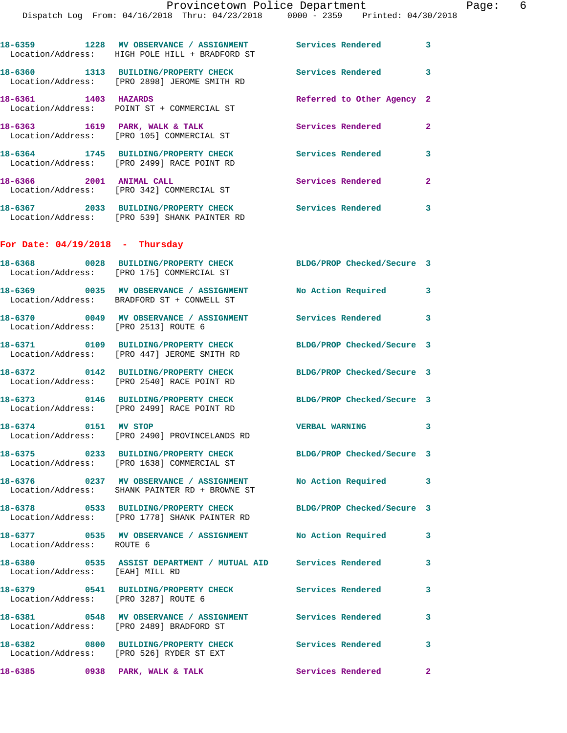18-6359 1228 MV OBSERVANCE / ASSIGNMENT Services Rendered 3
Location/Address: HIGH POLE HILL + BRADFORD ST

18-6360 1313 BUILDING/PROPERTY CHECK Services Rendered 3
Location/Address: [PRO 2898] JEROME SMITH RD

18-6361 1403 HAZARDS Referred to Other Agency 2
Location/Address: POINT ST + COMMERCIAL ST

18-6363 1619 PARK, WALK & TALK Services Rendered 2
Location/Address: [PRO 105] COMMERCIAL ST

18-6364 1745 BUILDING/PROPERTY CHECK Services Rendered 3
Location/Address: [PRO 2499] RACE POINT RD

18-6366 2001 ANIMAL CALL Services Rendered 2
Location/Address: [PRO 342] COMMERCIAL ST

18-6367 2033 BUILDING/PROPERTY CHECK Services Rendered 3
Location/Address: [PRO 539] SHANK PAINTER RD

**For Date: 04/19/2018 - Thursday**

18-6368 0028 BUILDING/PROPERTY CHECK BLDG/PROP Checked/Secure 3
Location/Address: [PRO 175] COMMERCIAL ST

18-6369 0035 MV OBSERVANCE / ASSIGNMENT No Action Required 3
Location/Address: BRADFORD ST + CONWELL ST

18-6370 0049 MV OBSERVANCE / ASSIGNMENT Services Rendered 3
Location/Address: [PRO 2513] ROUTE 6

18-6371 0109 BUILDING/PROPERTY CHECK BLDG/PROP Checked/Secure 3
Location/Address: [PRO 447] JEROME SMITH RD

18-6372 0142 BUILDING/PROPERTY CHECK BLDG/PROP Checked/Secure 3
Location/Address: [PRO 2540] RACE POINT RD

18-6373 0146 BUILDING/PROPERTY CHECK BLDG/PROP Checked/Secure 3
Location/Address: [PRO 2499] RACE POINT RD

18-6374 0151 MV STOP VERBAL WARNING 3
Location/Address: [PRO 2490] PROVINCELANDS RD

18-6375 0233 BUILDING/PROPERTY CHECK BLDG/PROP Checked/Secure 3
Location/Address: [PRO 1638] COMMERCIAL ST

18-6376 0237 MV OBSERVANCE / ASSIGNMENT No Action Required 3
Location/Address: SHANK PAINTER RD + BROWNE ST

18-6378 0533 BUILDING/PROPERTY CHECK BLDG/PROP Checked/Secure 3
Location/Address: [PRO 1778] SHANK PAINTER RD

18-6377 0535 MV OBSERVANCE / ASSIGNMENT No Action Required 3
Location/Address: ROUTE 6

18-6380 0535 ASSIST DEPARTMENT / MUTUAL AID Services Rendered 3
Location/Address: [EAH] MILL RD

18-6379 0541 BUILDING/PROPERTY CHECK Services Rendered 3
Location/Address: [PRO 3287] ROUTE 6

18-6381 0548 MV OBSERVANCE / ASSIGNMENT Services Rendered 3
Location/Address: [PRO 2489] BRADFORD ST

18-6382 0800 BUILDING/PROPERTY CHECK Services Rendered 3
Location/Address: [PRO 526] RYDER ST EXT

18-6385 0938 PARK, WALK & TALK Services Rendered 2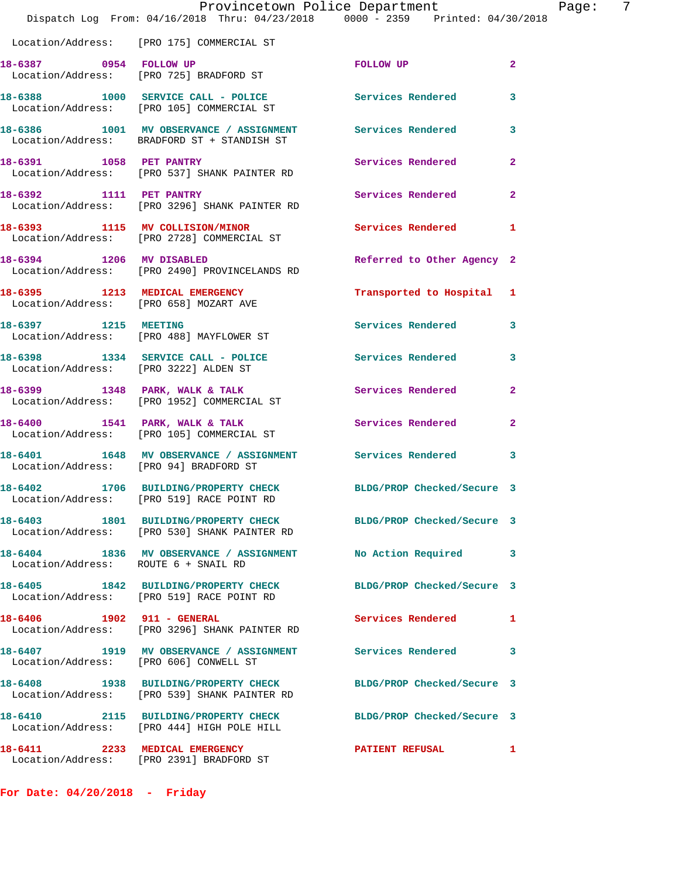Location/Address: [PRO 175] COMMERCIAL ST

| Call # | Time | Call Reason | Action | Priority |
|---|---|---|---|---|
| 18-6387 | 0954 | FOLLOW UP | FOLLOW UP | 2 |
| | | Location/Address: [PRO 725] BRADFORD ST | | |
| 18-6388 | 1000 | SERVICE CALL - POLICE | Services Rendered | 3 |
| | | Location/Address: [PRO 105] COMMERCIAL ST | | |
| 18-6386 | 1001 | MV OBSERVANCE / ASSIGNMENT | Services Rendered | 3 |
| | | Location/Address: BRADFORD ST + STANDISH ST | | |
| 18-6391 | 1058 | PET PANTRY | Services Rendered | 2 |
| | | Location/Address: [PRO 537] SHANK PAINTER RD | | |
| 18-6392 | 1111 | PET PANTRY | Services Rendered | 2 |
| | | Location/Address: [PRO 3296] SHANK PAINTER RD | | |
| 18-6393 | 1115 | MV COLLISION/MINOR | Services Rendered | 1 |
| | | Location/Address: [PRO 2728] COMMERCIAL ST | | |
| 18-6394 | 1206 | MV DISABLED | Referred to Other Agency | 2 |
| | | Location/Address: [PRO 2490] PROVINCELANDS RD | | |
| 18-6395 | 1213 | MEDICAL EMERGENCY | Transported to Hospital | 1 |
| | | Location/Address: [PRO 658] MOZART AVE | | |
| 18-6397 | 1215 | MEETING | Services Rendered | 3 |
| | | Location/Address: [PRO 488] MAYFLOWER ST | | |
| 18-6398 | 1334 | SERVICE CALL - POLICE | Services Rendered | 3 |
| | | Location/Address: [PRO 3222] ALDEN ST | | |
| 18-6399 | 1348 | PARK, WALK & TALK | Services Rendered | 2 |
| | | Location/Address: [PRO 1952] COMMERCIAL ST | | |
| 18-6400 | 1541 | PARK, WALK & TALK | Services Rendered | 2 |
| | | Location/Address: [PRO 105] COMMERCIAL ST | | |
| 18-6401 | 1648 | MV OBSERVANCE / ASSIGNMENT | Services Rendered | 3 |
| | | Location/Address: [PRO 94] BRADFORD ST | | |
| 18-6402 | 1706 | BUILDING/PROPERTY CHECK | BLDG/PROP Checked/Secure | 3 |
| | | Location/Address: [PRO 519] RACE POINT RD | | |
| 18-6403 | 1801 | BUILDING/PROPERTY CHECK | BLDG/PROP Checked/Secure | 3 |
| | | Location/Address: [PRO 530] SHANK PAINTER RD | | |
| 18-6404 | 1836 | MV OBSERVANCE / ASSIGNMENT | No Action Required | 3 |
| | | Location/Address: ROUTE 6 + SNAIL RD | | |
| 18-6405 | 1842 | BUILDING/PROPERTY CHECK | BLDG/PROP Checked/Secure | 3 |
| | | Location/Address: [PRO 519] RACE POINT RD | | |
| 18-6406 | 1902 | 911 - GENERAL | Services Rendered | 1 |
| | | Location/Address: [PRO 3296] SHANK PAINTER RD | | |
| 18-6407 | 1919 | MV OBSERVANCE / ASSIGNMENT | Services Rendered | 3 |
| | | Location/Address: [PRO 606] CONWELL ST | | |
| 18-6408 | 1938 | BUILDING/PROPERTY CHECK | BLDG/PROP Checked/Secure | 3 |
| | | Location/Address: [PRO 539] SHANK PAINTER RD | | |
| 18-6410 | 2115 | BUILDING/PROPERTY CHECK | BLDG/PROP Checked/Secure | 3 |
| | | Location/Address: [PRO 444] HIGH POLE HILL | | |
| 18-6411 | 2233 | MEDICAL EMERGENCY | PATIENT REFUSAL | 1 |
| | | Location/Address: [PRO 2391] BRADFORD ST | | |

**For Date: 04/20/2018 - Friday**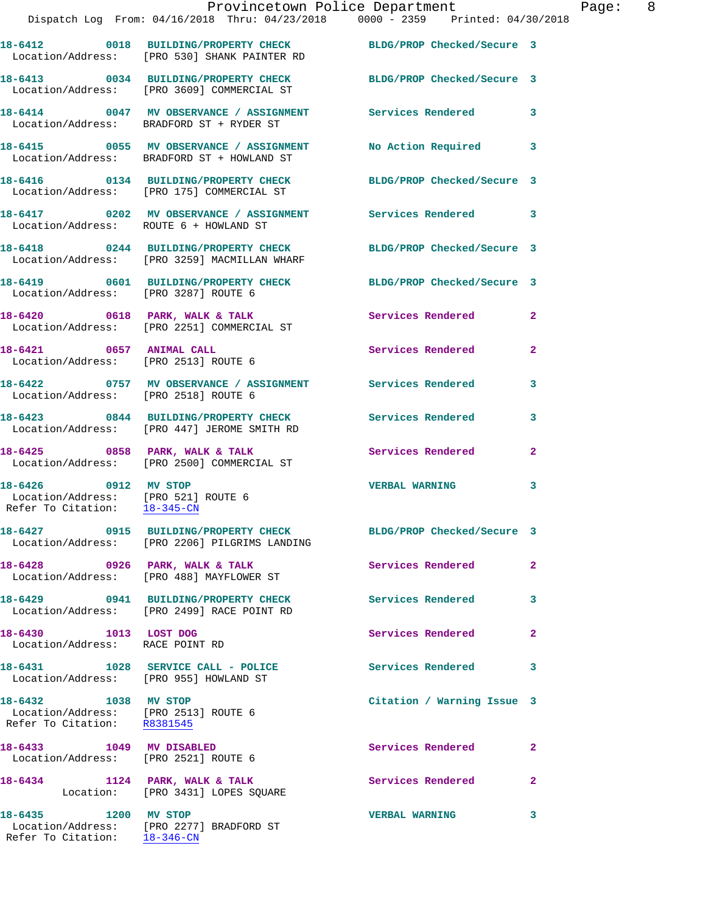18-6412 0018 BUILDING/PROPERTY CHECK BLDG/PROP Checked/Secure 3
Location/Address: [PRO 530] SHANK PAINTER RD

18-6413 0034 BUILDING/PROPERTY CHECK BLDG/PROP Checked/Secure 3
Location/Address: [PRO 3609] COMMERCIAL ST

18-6414 0047 MV OBSERVATION / ASSIGNMENT Services Rendered 3
Location/Address: BRADFORD ST + RYDER ST

18-6415 0055 MV OBSERVATION / ASSIGNMENT No Action Required 3
Location/Address: BRADFORD ST + HOWLAND ST

18-6416 0134 BUILDING/PROPERTY CHECK BLDG/PROP Checked/Secure 3
Location/Address: [PRO 175] COMMERCIAL ST

18-6417 0202 MV OBSERVATION / ASSIGNMENT Services Rendered 3
Location/Address: ROUTE 6 + HOWLAND ST

18-6418 0244 BUILDING/PROPERTY CHECK BLDG/PROP Checked/Secure 3
Location/Address: [PRO 3259] MACMILLAN WHARF

18-6419 0601 BUILDING/PROPERTY CHECK BLDG/PROP Checked/Secure 3
Location/Address: [PRO 3287] ROUTE 6

18-6420 0618 PARK, WALK & TALK Services Rendered 2
Location/Address: [PRO 2251] COMMERCIAL ST

18-6421 0657 ANIMAL CALL Services Rendered 2
Location/Address: [PRO 2513] ROUTE 6

18-6422 0757 MV OBSERVATION / ASSIGNMENT Services Rendered 3
Location/Address: [PRO 2518] ROUTE 6

18-6423 0844 BUILDING/PROPERTY CHECK Services Rendered 3
Location/Address: [PRO 447] JEROME SMITH RD

18-6425 0858 PARK, WALK & TALK Services Rendered 2
Location/Address: [PRO 2500] COMMERCIAL ST

18-6426 0912 MV STOP VERBAL WARNING 3
Location/Address: [PRO 521] ROUTE 6
Refer To Citation: 18-345-CN

18-6427 0915 BUILDING/PROPERTY CHECK BLDG/PROP Checked/Secure 3
Location/Address: [PRO 2206] PILGRIMS LANDING

18-6428 0926 PARK, WALK & TALK Services Rendered 2
Location/Address: [PRO 488] MAYFLOWER ST

18-6429 0941 BUILDING/PROPERTY CHECK Services Rendered 3
Location/Address: [PRO 2499] RACE POINT RD

18-6430 1013 LOST DOG Services Rendered 2
Location/Address: RACE POINT RD

18-6431 1028 SERVICE CALL - POLICE Services Rendered 3
Location/Address: [PRO 955] HOWLAND ST

18-6432 1038 MV STOP Citation / Warning Issue 3
Location/Address: [PRO 2513] ROUTE 6
Refer To Citation: R8381545

18-6433 1049 MV DISABLED Services Rendered 2
Location/Address: [PRO 2521] ROUTE 6

18-6434 1124 PARK, WALK & TALK Services Rendered 2
Location: [PRO 3431] LOPES SQUARE

18-6435 1200 MV STOP VERBAL WARNING 3
Location/Address: [PRO 2277] BRADFORD ST
Refer To Citation: 18-346-CN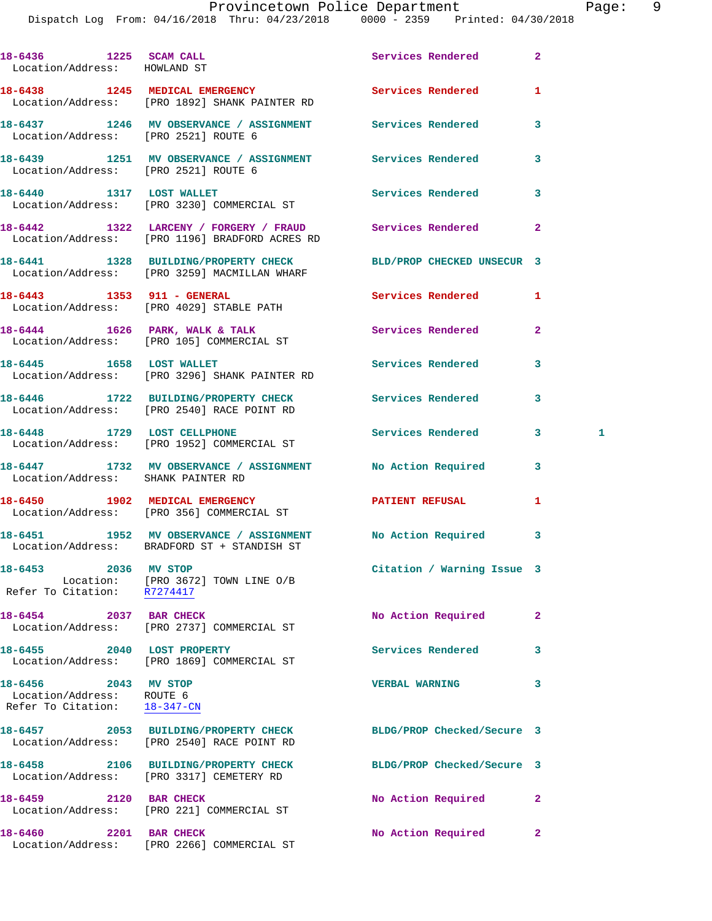18-6436 1225 SCAM CALL Services Rendered 2
Location/Address: HOWLAND ST

18-6438 1245 MEDICAL EMERGENCY Services Rendered 1
Location/Address: [PRO 1892] SHANK PAINTER RD

18-6437 1246 MV OBSERVANCE / ASSIGNMENT Services Rendered 3
Location/Address: [PRO 2521] ROUTE 6

18-6439 1251 MV OBSERVANCE / ASSIGNMENT Services Rendered 3
Location/Address: [PRO 2521] ROUTE 6

18-6440 1317 LOST WALLET Services Rendered 3
Location/Address: [PRO 3230] COMMERCIAL ST

18-6442 1322 LARCENY / FORGERY / FRAUD Services Rendered 2
Location/Address: [PRO 1196] BRADFORD ACRES RD

18-6441 1328 BUILDING/PROPERTY CHECK BLD/PROP CHECKED UNSECUR 3
Location/Address: [PRO 3259] MACMILLAN WHARF

18-6443 1353 911 - GENERAL Services Rendered 1
Location/Address: [PRO 4029] STABLE PATH

18-6444 1626 PARK, WALK & TALK Services Rendered 2
Location/Address: [PRO 105] COMMERCIAL ST

18-6445 1658 LOST WALLET Services Rendered 3
Location/Address: [PRO 3296] SHANK PAINTER RD

18-6446 1722 BUILDING/PROPERTY CHECK Services Rendered 3
Location/Address: [PRO 2540] RACE POINT RD

18-6448 1729 LOST CELLPHONE Services Rendered 3 1
Location/Address: [PRO 1952] COMMERCIAL ST

18-6447 1732 MV OBSERVANCE / ASSIGNMENT No Action Required 3
Location/Address: SHANK PAINTER RD

18-6450 1902 MEDICAL EMERGENCY PATIENT REFUSAL 1
Location/Address: [PRO 356] COMMERCIAL ST

18-6451 1952 MV OBSERVANCE / ASSIGNMENT No Action Required 3
Location/Address: BRADFORD ST + STANDISH ST

18-6453 2036 MV STOP Citation / Warning Issue 3
Location: [PRO 3672] TOWN LINE O/B
Refer To Citation: R7274417

18-6454 2037 BAR CHECK No Action Required 2
Location/Address: [PRO 2737] COMMERCIAL ST

18-6455 2040 LOST PROPERTY Services Rendered 3
Location/Address: [PRO 1869] COMMERCIAL ST

18-6456 2043 MV STOP VERBAL WARNING 3
Location/Address: ROUTE 6
Refer To Citation: 18-347-CN

18-6457 2053 BUILDING/PROPERTY CHECK BLDG/PROP Checked/Secure 3
Location/Address: [PRO 2540] RACE POINT RD

18-6458 2106 BUILDING/PROPERTY CHECK BLDG/PROP Checked/Secure 3
Location/Address: [PRO 3317] CEMETERY RD

18-6459 2120 BAR CHECK No Action Required 2
Location/Address: [PRO 221] COMMERCIAL ST

18-6460 2201 BAR CHECK No Action Required 2
Location/Address: [PRO 2266] COMMERCIAL ST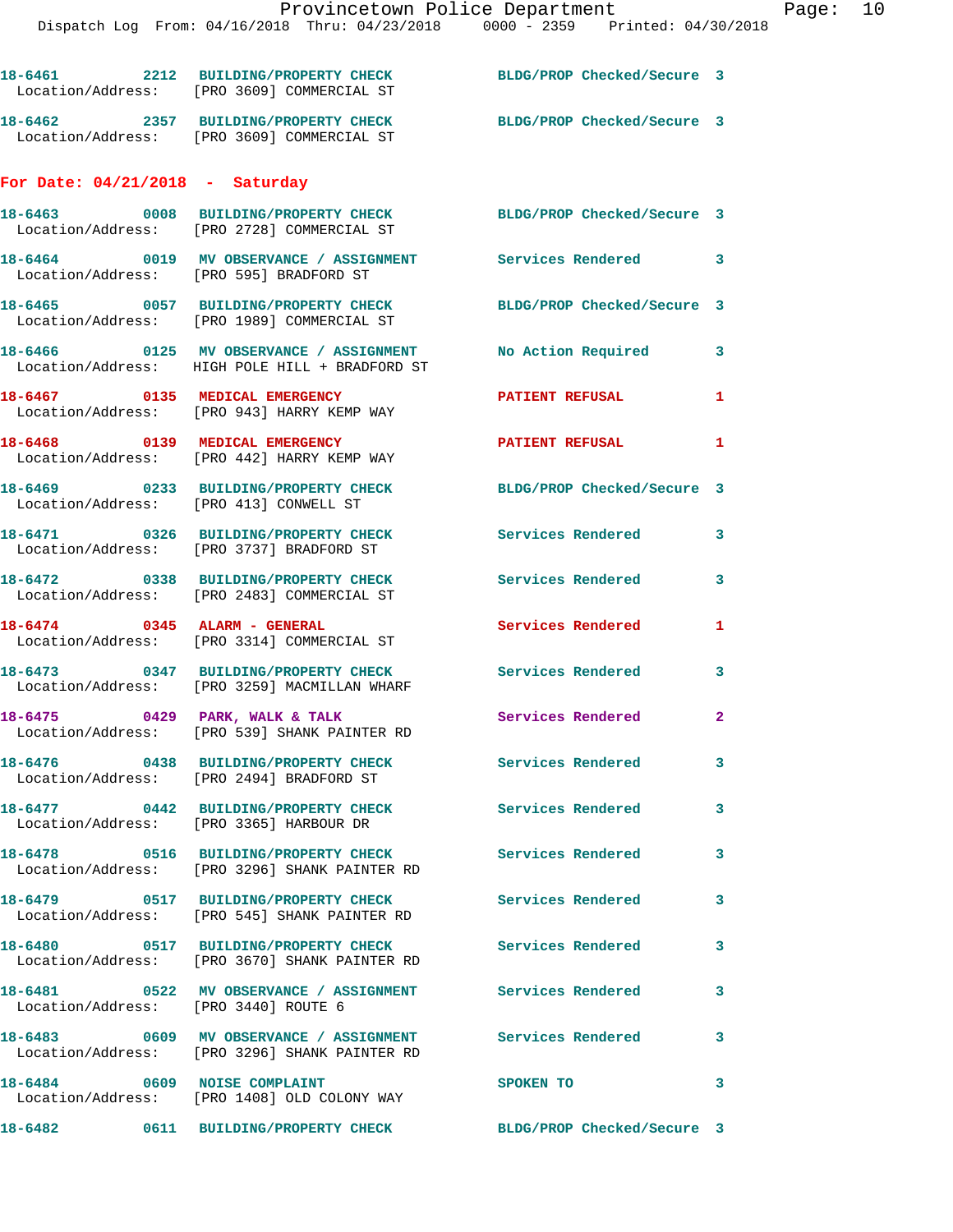18-6461 2212 BUILDING/PROPERTY CHECK BLDG/PROP Checked/Secure 3
Location/Address: [PRO 3609] COMMERCIAL ST

18-6462 2357 BUILDING/PROPERTY CHECK BLDG/PROP Checked/Secure 3
Location/Address: [PRO 3609] COMMERCIAL ST

## For Date: 04/21/2018 - Saturday

18-6463 0008 BUILDING/PROPERTY CHECK BLDG/PROP Checked/Secure 3
Location/Address: [PRO 2728] COMMERCIAL ST

18-6464 0019 MV OBSERVANCE / ASSIGNMENT Services Rendered 3
Location/Address: [PRO 595] BRADFORD ST

18-6465 0057 BUILDING/PROPERTY CHECK BLDG/PROP Checked/Secure 3
Location/Address: [PRO 1989] COMMERCIAL ST

18-6466 0125 MV OBSERVANCE / ASSIGNMENT No Action Required 3
Location/Address: HIGH POLE HILL + BRADFORD ST

18-6467 0135 MEDICAL EMERGENCY PATIENT REFUSAL 1
Location/Address: [PRO 943] HARRY KEMP WAY

18-6468 0139 MEDICAL EMERGENCY PATIENT REFUSAL 1
Location/Address: [PRO 442] HARRY KEMP WAY

18-6469 0233 BUILDING/PROPERTY CHECK BLDG/PROP Checked/Secure 3
Location/Address: [PRO 413] CONWELL ST

18-6471 0326 BUILDING/PROPERTY CHECK Services Rendered 3
Location/Address: [PRO 3737] BRADFORD ST

18-6472 0338 BUILDING/PROPERTY CHECK Services Rendered 3
Location/Address: [PRO 2483] COMMERCIAL ST

18-6474 0345 ALARM - GENERAL Services Rendered 1
Location/Address: [PRO 3314] COMMERCIAL ST

18-6473 0347 BUILDING/PROPERTY CHECK Services Rendered 3
Location/Address: [PRO 3259] MACMILLAN WHARF

18-6475 0429 PARK, WALK & TALK Services Rendered 2
Location/Address: [PRO 539] SHANK PAINTER RD

18-6476 0438 BUILDING/PROPERTY CHECK Services Rendered 3
Location/Address: [PRO 2494] BRADFORD ST

18-6477 0442 BUILDING/PROPERTY CHECK Services Rendered 3
Location/Address: [PRO 3365] HARBOUR DR

18-6478 0516 BUILDING/PROPERTY CHECK Services Rendered 3
Location/Address: [PRO 3296] SHANK PAINTER RD

18-6479 0517 BUILDING/PROPERTY CHECK Services Rendered 3
Location/Address: [PRO 545] SHANK PAINTER RD

18-6480 0517 BUILDING/PROPERTY CHECK Services Rendered 3
Location/Address: [PRO 3670] SHANK PAINTER RD

18-6481 0522 MV OBSERVANCE / ASSIGNMENT Services Rendered 3
Location/Address: [PRO 3440] ROUTE 6

18-6483 0609 MV OBSERVANCE / ASSIGNMENT Services Rendered 3
Location/Address: [PRO 3296] SHANK PAINTER RD

18-6484 0609 NOISE COMPLAINT SPOKEN TO 3
Location/Address: [PRO 1408] OLD COLONY WAY

18-6482 0611 BUILDING/PROPERTY CHECK BLDG/PROP Checked/Secure 3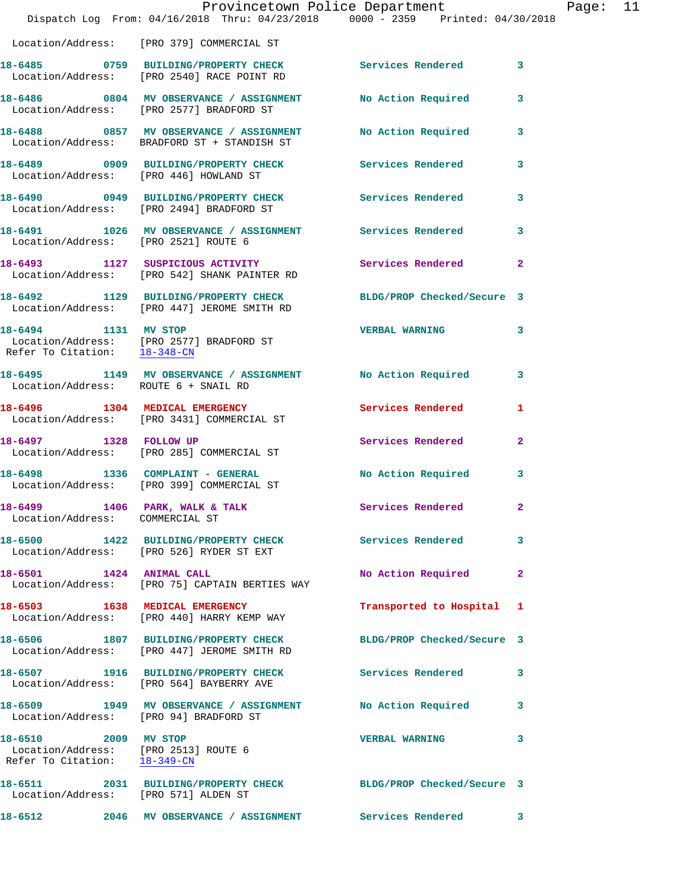Location/Address: [PRO 379] COMMERCIAL ST

**18-6485** 0759 BUILDING/PROPERTY CHECK Services Rendered 3
Location/Address: [PRO 2540] RACE POINT RD

**18-6486** 0804 MV OBSERVANCE / ASSIGNMENT No Action Required 3
Location/Address: [PRO 2577] BRADFORD ST

**18-6488** 0857 MV OBSERVANCE / ASSIGNMENT No Action Required 3
Location/Address: BRADFORD ST + STANDISH ST

**18-6489** 0909 BUILDING/PROPERTY CHECK Services Rendered 3
Location/Address: [PRO 446] HOWLAND ST

**18-6490** 0949 BUILDING/PROPERTY CHECK Services Rendered 3
Location/Address: [PRO 2494] BRADFORD ST

**18-6491** 1026 MV OBSERVANCE / ASSIGNMENT Services Rendered 3
Location/Address: [PRO 2521] ROUTE 6

**18-6493** 1127 SUSPICIOUS ACTIVITY Services Rendered 2
Location/Address: [PRO 542] SHANK PAINTER RD

**18-6492** 1129 BUILDING/PROPERTY CHECK BLDG/PROP Checked/Secure 3
Location/Address: [PRO 447] JEROME SMITH RD

**18-6494** 1131 MV STOP VERBAL WARNING 3
Location/Address: [PRO 2577] BRADFORD ST
Refer To Citation: 18-348-CN

**18-6495** 1149 MV OBSERVANCE / ASSIGNMENT No Action Required 3
Location/Address: ROUTE 6 + SNAIL RD

**18-6496** 1304 MEDICAL EMERGENCY Services Rendered 1
Location/Address: [PRO 3431] COMMERCIAL ST

**18-6497** 1328 FOLLOW UP Services Rendered 2
Location/Address: [PRO 285] COMMERCIAL ST

**18-6498** 1336 COMPLAINT - GENERAL No Action Required 3
Location/Address: [PRO 399] COMMERCIAL ST

**18-6499** 1406 PARK, WALK & TALK Services Rendered 2
Location/Address: COMMERCIAL ST

**18-6500** 1422 BUILDING/PROPERTY CHECK Services Rendered 3
Location/Address: [PRO 526] RYDER ST EXT

**18-6501** 1424 ANIMAL CALL No Action Required 2
Location/Address: [PRO 75] CAPTAIN BERTIES WAY

**18-6503** 1638 MEDICAL EMERGENCY Transported to Hospital 1
Location/Address: [PRO 440] HARRY KEMP WAY

**18-6506** 1807 BUILDING/PROPERTY CHECK BLDG/PROP Checked/Secure 3
Location/Address: [PRO 447] JEROME SMITH RD

**18-6507** 1916 BUILDING/PROPERTY CHECK Services Rendered 3
Location/Address: [PRO 564] BAYBERRY AVE

**18-6509** 1949 MV OBSERVANCE / ASSIGNMENT No Action Required 3
Location/Address: [PRO 94] BRADFORD ST

**18-6510** 2009 MV STOP VERBAL WARNING 3
Location/Address: [PRO 2513] ROUTE 6
Refer To Citation: 18-349-CN

**18-6511** 2031 BUILDING/PROPERTY CHECK BLDG/PROP Checked/Secure 3
Location/Address: [PRO 571] ALDEN ST

**18-6512** 2046 MV OBSERVANCE / ASSIGNMENT Services Rendered 3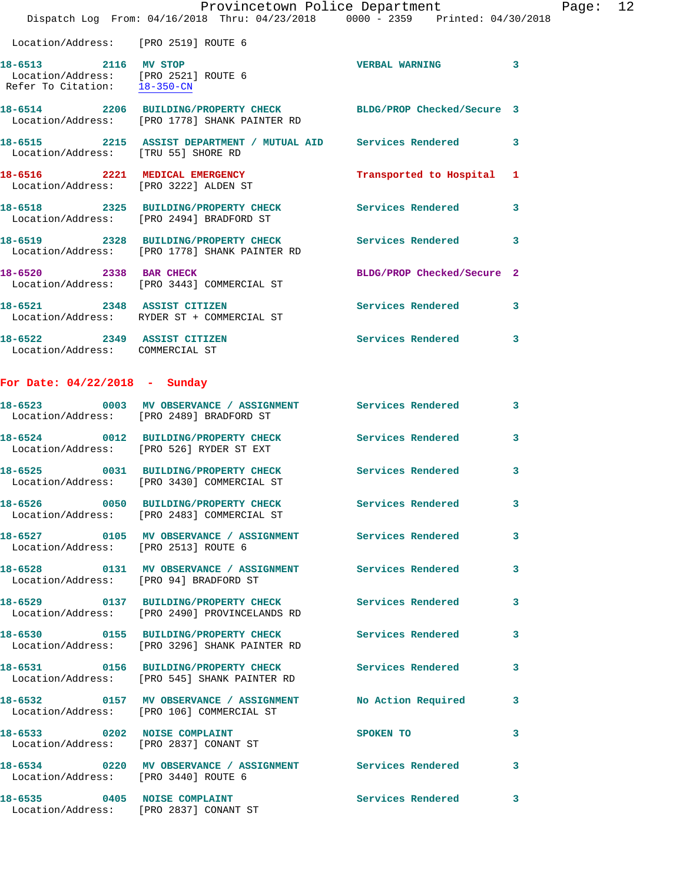Location/Address: [PRO 2519] ROUTE 6

**18-6513** 2116 **MV STOP** — VERBAL WARNING — 3
Location/Address: [PRO 2521] ROUTE 6
Refer To Citation: 18-350-CN

**18-6514** 2206 **BUILDING/PROPERTY CHECK** — BLDG/PROP Checked/Secure — 3
Location/Address: [PRO 1778] SHANK PAINTER RD

**18-6515** 2215 **ASSIST DEPARTMENT / MUTUAL AID** — Services Rendered — 3
Location/Address: [TRU 55] SHORE RD

**18-6516** 2221 **MEDICAL EMERGENCY** — Transported to Hospital — 1
Location/Address: [PRO 3222] ALDEN ST

**18-6518** 2325 **BUILDING/PROPERTY CHECK** — Services Rendered — 3
Location/Address: [PRO 2494] BRADFORD ST

**18-6519** 2328 **BUILDING/PROPERTY CHECK** — Services Rendered — 3
Location/Address: [PRO 1778] SHANK PAINTER RD

**18-6520** 2338 **BAR CHECK** — BLDG/PROP Checked/Secure — 2
Location/Address: [PRO 3443] COMMERCIAL ST

**18-6521** 2348 **ASSIST CITIZEN** — Services Rendered — 3
Location/Address: RYDER ST + COMMERCIAL ST

**18-6522** 2349 **ASSIST CITIZEN** — Services Rendered — 3
Location/Address: COMMERCIAL ST

## For Date: 04/22/2018 - Sunday

**18-6523** 0003 **MV OBSERVANCE / ASSIGNMENT** — Services Rendered — 3
Location/Address: [PRO 2489] BRADFORD ST

**18-6524** 0012 **BUILDING/PROPERTY CHECK** — Services Rendered — 3
Location/Address: [PRO 526] RYDER ST EXT

**18-6525** 0031 **BUILDING/PROPERTY CHECK** — Services Rendered — 3
Location/Address: [PRO 3430] COMMERCIAL ST

**18-6526** 0050 **BUILDING/PROPERTY CHECK** — Services Rendered — 3
Location/Address: [PRO 2483] COMMERCIAL ST

**18-6527** 0105 **MV OBSERVANCE / ASSIGNMENT** — Services Rendered — 3
Location/Address: [PRO 2513] ROUTE 6

**18-6528** 0131 **MV OBSERVANCE / ASSIGNMENT** — Services Rendered — 3
Location/Address: [PRO 94] BRADFORD ST

**18-6529** 0137 **BUILDING/PROPERTY CHECK** — Services Rendered — 3
Location/Address: [PRO 2490] PROVINCELANDS RD

**18-6530** 0155 **BUILDING/PROPERTY CHECK** — Services Rendered — 3
Location/Address: [PRO 3296] SHANK PAINTER RD

**18-6531** 0156 **BUILDING/PROPERTY CHECK** — Services Rendered — 3
Location/Address: [PRO 545] SHANK PAINTER RD

**18-6532** 0157 **MV OBSERVANCE / ASSIGNMENT** — No Action Required — 3
Location/Address: [PRO 106] COMMERCIAL ST

**18-6533** 0202 **NOISE COMPLAINT** — SPOKEN TO — 3
Location/Address: [PRO 2837] CONANT ST

**18-6534** 0220 **MV OBSERVANCE / ASSIGNMENT** — Services Rendered — 3
Location/Address: [PRO 3440] ROUTE 6

**18-6535** 0405 **NOISE COMPLAINT** — Services Rendered — 3
Location/Address: [PRO 2837] CONANT ST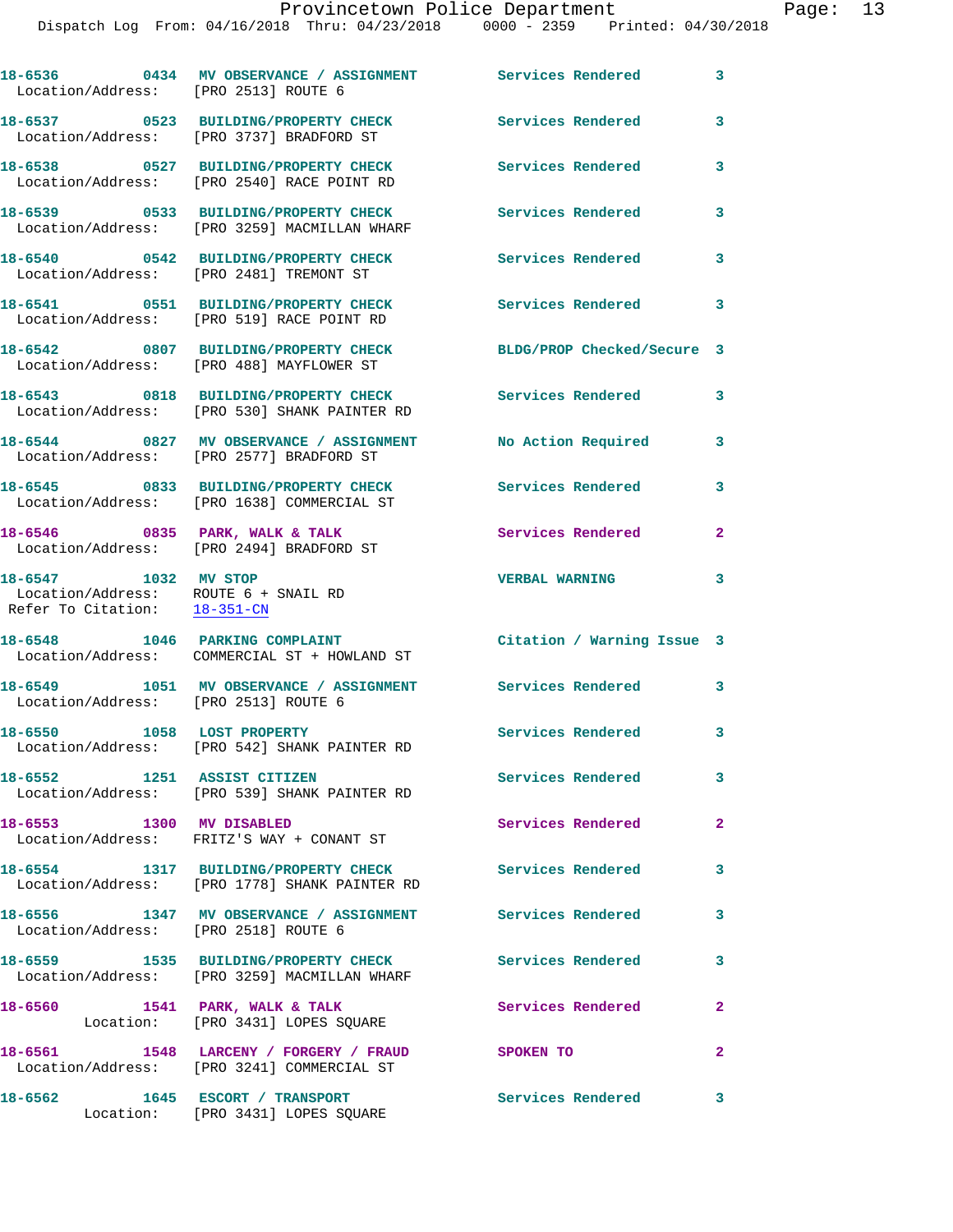18-6536 0434 MV OBSERVANCE / ASSIGNMENT Services Rendered 3
Location/Address: [PRO 2513] ROUTE 6

18-6537 0523 BUILDING/PROPERTY CHECK Services Rendered 3
Location/Address: [PRO 3737] BRADFORD ST

18-6538 0527 BUILDING/PROPERTY CHECK Services Rendered 3
Location/Address: [PRO 2540] RACE POINT RD

18-6539 0533 BUILDING/PROPERTY CHECK Services Rendered 3
Location/Address: [PRO 3259] MACMILLAN WHARF

18-6540 0542 BUILDING/PROPERTY CHECK Services Rendered 3
Location/Address: [PRO 2481] TREMONT ST

18-6541 0551 BUILDING/PROPERTY CHECK Services Rendered 3
Location/Address: [PRO 519] RACE POINT RD

18-6542 0807 BUILDING/PROPERTY CHECK BLDG/PROP Checked/Secure 3
Location/Address: [PRO 488] MAYFLOWER ST

18-6543 0818 BUILDING/PROPERTY CHECK Services Rendered 3
Location/Address: [PRO 530] SHANK PAINTER RD

18-6544 0827 MV OBSERVANCE / ASSIGNMENT No Action Required 3
Location/Address: [PRO 2577] BRADFORD ST

18-6545 0833 BUILDING/PROPERTY CHECK Services Rendered 3
Location/Address: [PRO 1638] COMMERCIAL ST

18-6546 0835 PARK, WALK & TALK Services Rendered 2
Location/Address: [PRO 2494] BRADFORD ST

18-6547 1032 MV STOP VERBAL WARNING 3
Location/Address: ROUTE 6 + SNAIL RD
Refer To Citation: 18-351-CN

18-6548 1046 PARKING COMPLAINT Citation / Warning Issue 3
Location/Address: COMMERCIAL ST + HOWLAND ST

18-6549 1051 MV OBSERVANCE / ASSIGNMENT Services Rendered 3
Location/Address: [PRO 2513] ROUTE 6

18-6550 1058 LOST PROPERTY Services Rendered 3
Location/Address: [PRO 542] SHANK PAINTER RD

18-6552 1251 ASSIST CITIZEN Services Rendered 3
Location/Address: [PRO 539] SHANK PAINTER RD

18-6553 1300 MV DISABLED Services Rendered 2
Location/Address: FRITZ'S WAY + CONANT ST

18-6554 1317 BUILDING/PROPERTY CHECK Services Rendered 3
Location/Address: [PRO 1778] SHANK PAINTER RD

18-6556 1347 MV OBSERVANCE / ASSIGNMENT Services Rendered 3
Location/Address: [PRO 2518] ROUTE 6

18-6559 1535 BUILDING/PROPERTY CHECK Services Rendered 3
Location/Address: [PRO 3259] MACMILLAN WHARF

18-6560 1541 PARK, WALK & TALK Services Rendered 2
Location: [PRO 3431] LOPES SQUARE

18-6561 1548 LARCENY / FORGERY / FRAUD SPOKEN TO 2
Location/Address: [PRO 3241] COMMERCIAL ST

18-6562 1645 ESCORT / TRANSPORT Services Rendered 3
Location: [PRO 3431] LOPES SQUARE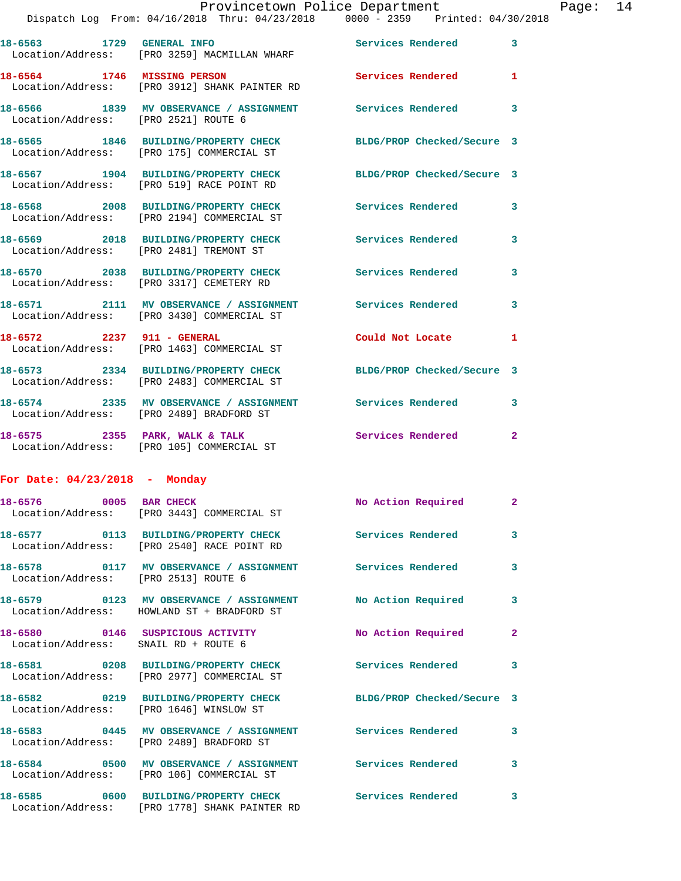18-6563 1729 GENERAL INFO Services Rendered 3
Location/Address: [PRO 3259] MACMILLAN WHARF

18-6564 1746 MISSING PERSON Services Rendered 1
Location/Address: [PRO 3912] SHANK PAINTER RD

18-6566 1839 MV OBSERVANCE / ASSIGNMENT Services Rendered 3
Location/Address: [PRO 2521] ROUTE 6

18-6565 1846 BUILDING/PROPERTY CHECK BLDG/PROP Checked/Secure 3
Location/Address: [PRO 175] COMMERCIAL ST

18-6567 1904 BUILDING/PROPERTY CHECK BLDG/PROP Checked/Secure 3
Location/Address: [PRO 519] RACE POINT RD

18-6568 2008 BUILDING/PROPERTY CHECK Services Rendered 3
Location/Address: [PRO 2194] COMMERCIAL ST

18-6569 2018 BUILDING/PROPERTY CHECK Services Rendered 3
Location/Address: [PRO 2481] TREMONT ST

18-6570 2038 BUILDING/PROPERTY CHECK Services Rendered 3
Location/Address: [PRO 3317] CEMETERY RD

18-6571 2111 MV OBSERVANCE / ASSIGNMENT Services Rendered 3
Location/Address: [PRO 3430] COMMERCIAL ST

18-6572 2237 911 - GENERAL Could Not Locate 1
Location/Address: [PRO 1463] COMMERCIAL ST

18-6573 2334 BUILDING/PROPERTY CHECK BLDG/PROP Checked/Secure 3
Location/Address: [PRO 2483] COMMERCIAL ST

18-6574 2335 MV OBSERVANCE / ASSIGNMENT Services Rendered 3
Location/Address: [PRO 2489] BRADFORD ST

18-6575 2355 PARK, WALK & TALK Services Rendered 2
Location/Address: [PRO 105] COMMERCIAL ST

## For Date: 04/23/2018 - Monday

18-6576 0005 BAR CHECK No Action Required 2
Location/Address: [PRO 3443] COMMERCIAL ST

18-6577 0113 BUILDING/PROPERTY CHECK Services Rendered 3
Location/Address: [PRO 2540] RACE POINT RD

18-6578 0117 MV OBSERVANCE / ASSIGNMENT Services Rendered 3
Location/Address: [PRO 2513] ROUTE 6

18-6579 0123 MV OBSERVANCE / ASSIGNMENT No Action Required 3
Location/Address: HOWLAND ST + BRADFORD ST

18-6580 0146 SUSPICIOUS ACTIVITY No Action Required 2
Location/Address: SNAIL RD + ROUTE 6

18-6581 0208 BUILDING/PROPERTY CHECK Services Rendered 3
Location/Address: [PRO 2977] COMMERCIAL ST

18-6582 0219 BUILDING/PROPERTY CHECK BLDG/PROP Checked/Secure 3
Location/Address: [PRO 1646] WINSLOW ST

18-6583 0445 MV OBSERVANCE / ASSIGNMENT Services Rendered 3
Location/Address: [PRO 2489] BRADFORD ST

18-6584 0500 MV OBSERVANCE / ASSIGNMENT Services Rendered 3
Location/Address: [PRO 106] COMMERCIAL ST

18-6585 0600 BUILDING/PROPERTY CHECK Services Rendered 3
Location/Address: [PRO 1778] SHANK PAINTER RD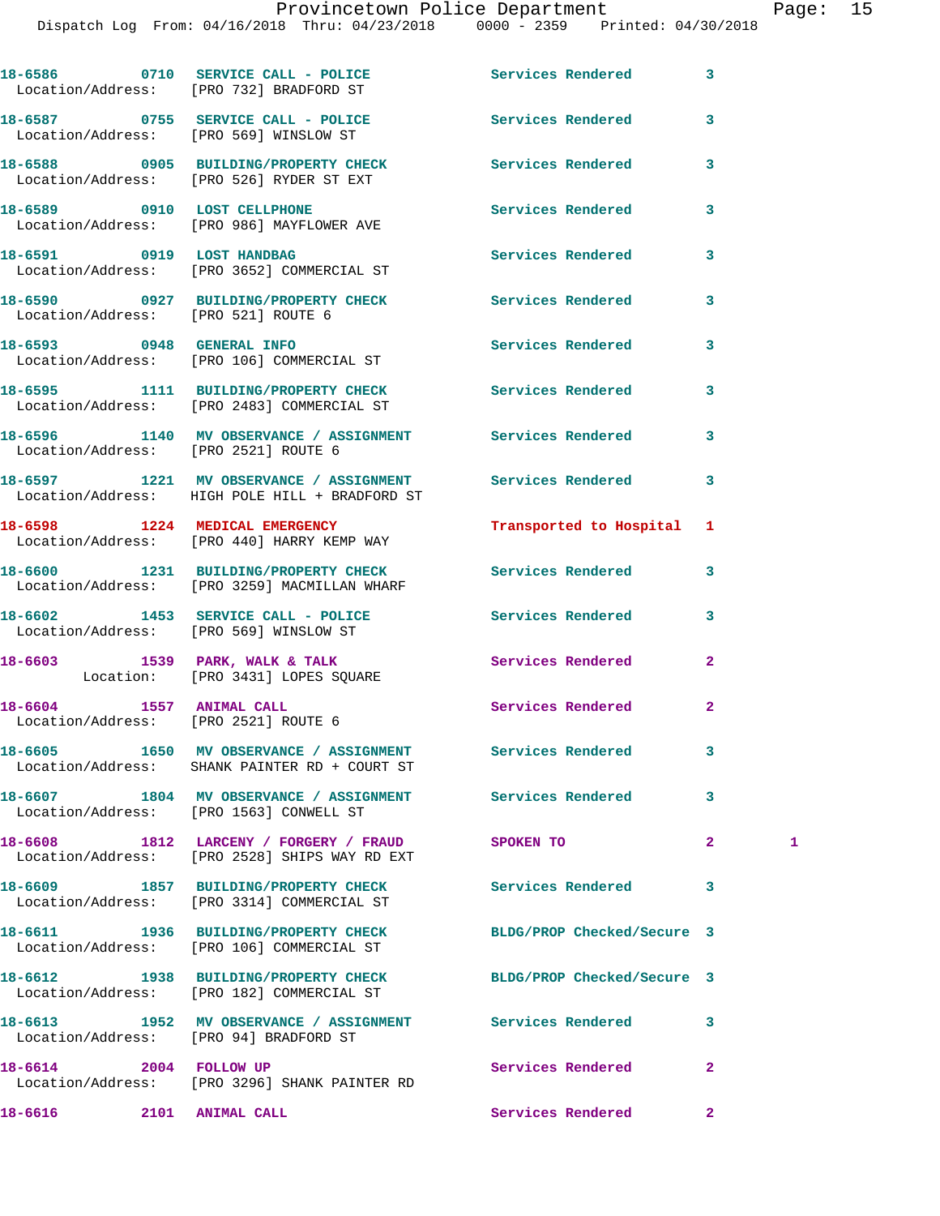| Call Number | Time | Call Reason | Action | Priority | |
|---|---|---|---|---|---|
| 18-6586 | 0710 | SERVICE CALL - POLICE | Services Rendered | 3 | |
| Location/Address: [PRO 732] BRADFORD ST | | | | | |
| 18-6587 | 0755 | SERVICE CALL - POLICE | Services Rendered | 3 | |
| Location/Address: [PRO 569] WINSLOW ST | | | | | |
| 18-6588 | 0905 | BUILDING/PROPERTY CHECK | Services Rendered | 3 | |
| Location/Address: [PRO 526] RYDER ST EXT | | | | | |
| 18-6589 | 0910 | LOST CELLPHONE | Services Rendered | 3 | |
| Location/Address: [PRO 986] MAYFLOWER AVE | | | | | |
| 18-6591 | 0919 | LOST HANDBAG | Services Rendered | 3 | |
| Location/Address: [PRO 3652] COMMERCIAL ST | | | | | |
| 18-6590 | 0927 | BUILDING/PROPERTY CHECK | Services Rendered | 3 | |
| Location/Address: [PRO 521] ROUTE 6 | | | | | |
| 18-6593 | 0948 | GENERAL INFO | Services Rendered | 3 | |
| Location/Address: [PRO 106] COMMERCIAL ST | | | | | |
| 18-6595 | 1111 | BUILDING/PROPERTY CHECK | Services Rendered | 3 | |
| Location/Address: [PRO 2483] COMMERCIAL ST | | | | | |
| 18-6596 | 1140 | MV OBSERVANCE / ASSIGNMENT | Services Rendered | 3 | |
| Location/Address: [PRO 2521] ROUTE 6 | | | | | |
| 18-6597 | 1221 | MV OBSERVANCE / ASSIGNMENT | Services Rendered | 3 | |
| Location/Address: HIGH POLE HILL + BRADFORD ST | | | | | |
| 18-6598 | 1224 | MEDICAL EMERGENCY | Transported to Hospital | 1 | |
| Location/Address: [PRO 440] HARRY KEMP WAY | | | | | |
| 18-6600 | 1231 | BUILDING/PROPERTY CHECK | Services Rendered | 3 | |
| Location/Address: [PRO 3259] MACMILLAN WHARF | | | | | |
| 18-6602 | 1453 | SERVICE CALL - POLICE | Services Rendered | 3 | |
| Location/Address: [PRO 569] WINSLOW ST | | | | | |
| 18-6603 | 1539 | PARK, WALK & TALK | Services Rendered | 2 | |
| Location: [PRO 3431] LOPES SQUARE | | | | | |
| 18-6604 | 1557 | ANIMAL CALL | Services Rendered | 2 | |
| Location/Address: [PRO 2521] ROUTE 6 | | | | | |
| 18-6605 | 1650 | MV OBSERVANCE / ASSIGNMENT | Services Rendered | 3 | |
| Location/Address: SHANK PAINTER RD + COURT ST | | | | | |
| 18-6607 | 1804 | MV OBSERVANCE / ASSIGNMENT | Services Rendered | 3 | |
| Location/Address: [PRO 1563] CONWELL ST | | | | | |
| 18-6608 | 1812 | LARCENY / FORGERY / FRAUD | SPOKEN TO | 2 | 1 |
| Location/Address: [PRO 2528] SHIPS WAY RD EXT | | | | | |
| 18-6609 | 1857 | BUILDING/PROPERTY CHECK | Services Rendered | 3 | |
| Location/Address: [PRO 3314] COMMERCIAL ST | | | | | |
| 18-6611 | 1936 | BUILDING/PROPERTY CHECK | BLDG/PROP Checked/Secure | 3 | |
| Location/Address: [PRO 106] COMMERCIAL ST | | | | | |
| 18-6612 | 1938 | BUILDING/PROPERTY CHECK | BLDG/PROP Checked/Secure | 3 | |
| Location/Address: [PRO 182] COMMERCIAL ST | | | | | |
| 18-6613 | 1952 | MV OBSERVANCE / ASSIGNMENT | Services Rendered | 3 | |
| Location/Address: [PRO 94] BRADFORD ST | | | | | |
| 18-6614 | 2004 | FOLLOW UP | Services Rendered | 2 | |
| Location/Address: [PRO 3296] SHANK PAINTER RD | | | | | |
| 18-6616 | 2101 | ANIMAL CALL | Services Rendered | 2 | |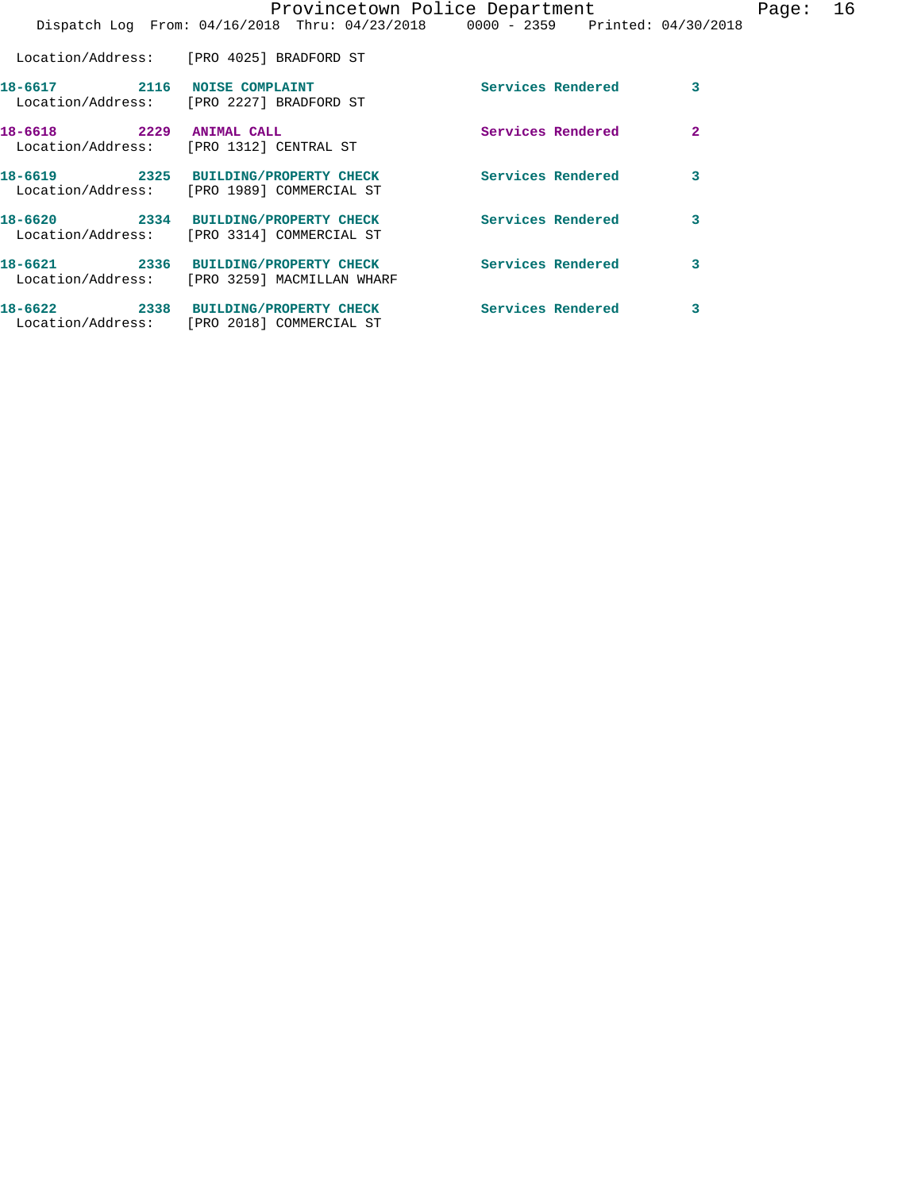Location/Address: [PRO 4025] BRADFORD ST

**18-6617** 2116 **NOISE COMPLAINT** Services Rendered 3
Location/Address: [PRO 2227] BRADFORD ST

**18-6618** 2229 **ANIMAL CALL** Services Rendered 2
Location/Address: [PRO 1312] CENTRAL ST

**18-6619** 2325 **BUILDING/PROPERTY CHECK** Services Rendered 3
Location/Address: [PRO 1989] COMMERCIAL ST

**18-6620** 2334 **BUILDING/PROPERTY CHECK** Services Rendered 3
Location/Address: [PRO 3314] COMMERCIAL ST

**18-6621** 2336 **BUILDING/PROPERTY CHECK** Services Rendered 3
Location/Address: [PRO 3259] MACMILLAN WHARF

**18-6622** 2338 **BUILDING/PROPERTY CHECK** Services Rendered 3
Location/Address: [PRO 2018] COMMERCIAL ST